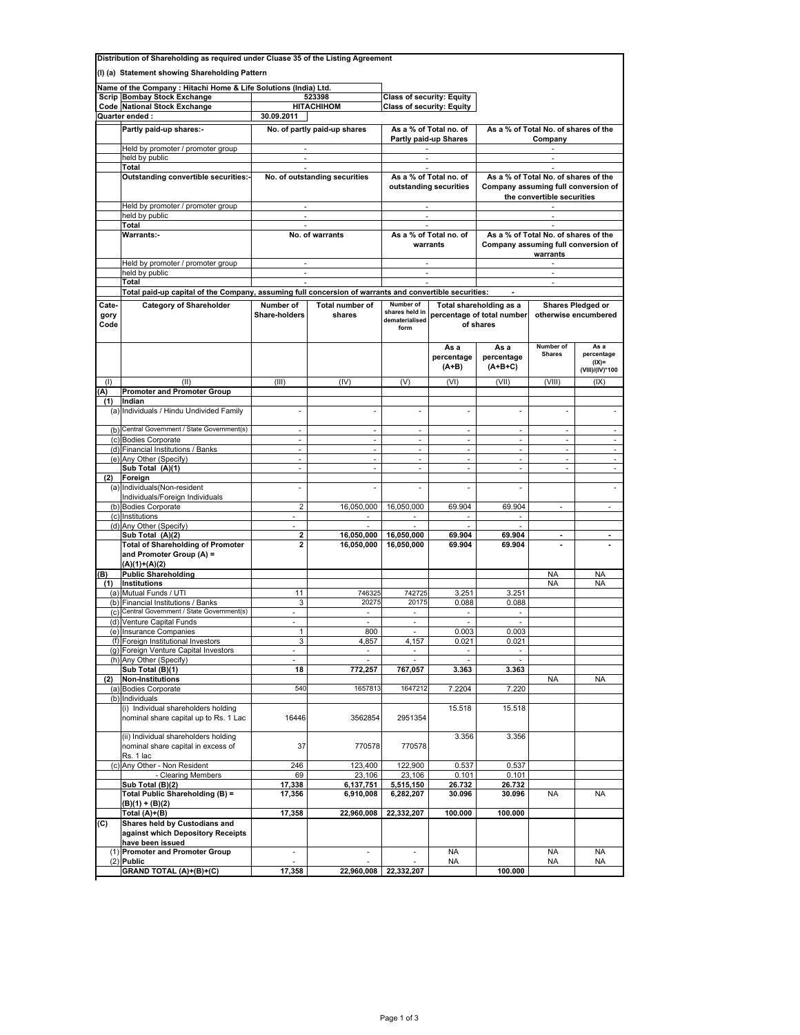**Distribution of Shareholding as required under Cluase 35 of the Listing Agreement**

**(I) (a) Statement showing Shareholding Pattern**

| | | | |
|---|---|---|---|
| **Name of the Company : Hitachi Home & Life Solutions (India) Ltd.** | | | |
| **Scrip Code** | **Bombay Stock Exchange** | 523398 | **Class of security: Equity** |
| | **National Stock Exchange** | **HITACHIHOM** | **Class of security: Equity** |
| **Quarter ended :** | | **30.09.2011** | |

| Partly paid-up shares:- | No. of partly paid-up shares | As a % of Total no. of Partly paid-up Shares | As a % of Total No. of shares of the Company |
|---|---|---|---|
| Held by promoter / promoter group | - | - | - |
| held by public | - | - | - |
| **Total** | - | - | - |
| **Outstanding convertible securities:-** | **No. of outstanding securities** | **As a % of Total no. of outstanding securities** | **As a % of Total No. of shares of the Company assuming full conversion of the convertible securities** |
| Held by promoter / promoter group | - | - | - |
| held by public | - | - | - |
| **Total** | - | - | - |
| **Warrants:-** | **No. of warrants** | **As a % of Total no. of warrants** | **As a % of Total No. of shares of the Company assuming full conversion of warrants** |
| Held by promoter / promoter group | - | - | - |
| held by public | - | - | - |
| **Total** | - | - | - |
| **Total paid-up capital of the Company, assuming full concersion of warrants and convertible securities:** | | | - |

| Category Code | Category of Shareholder | Number of Share-holders | Total number of shares | Number of shares held in dematerialised form | Total shareholding as a percentage of total number of shares | | Shares Pledged or otherwise encumbered | |
|---|---|---|---|---|---|---|---|---|
| | | | | | As a percentage (A+B) | As a percentage (A+B+C) | Number of Shares | As a percentage (IX)= (VIII)/(IV)*100 |
| (I) | (II) | (III) | (IV) | (V) | (VI) | (VII) | (VIII) | (IX) |
| **(A)** | **Promoter and Promoter Group** | | | | | | | |
| **(1)** | **Indian** | | | | | | | |
| (a) | Individuals / Hindu Undivided Family | - | - | - | - | - | - | - |
| (b) | Central Government / State Government(s) | - | - | - | - | - | - | - |
| (c) | Bodies Corporate | - | - | - | - | - | - | - |
| (d) | Financial Institutions / Banks | - | - | - | - | - | - | - |
| (e) | Any Other (Specify) | - | - | - | - | - | - | - |
| | **Sub Total (A)(1)** | - | - | - | - | - | - | - |
| **(2)** | **Foreign** | | | | | | | |
| (a) | Individuals(Non-resident Individuals/Foreign Individuals | - | - | - | - | - | | - |
| (b) | Bodies Corporate | 2 | 16,050,000 | 16,050,000 | 69.904 | 69.904 | - | - |
| (c) | Institutions | - | - | - | - | - | | |
| (d) | Any Other (Specify) | - | - | - | - | - | | |
| | **Sub Total (A)(2)** | **2** | **16,050,000** | **16,050,000** | **69.904** | **69.904** | **-** | **-** |
| | **Total of Shareholding of Promoter and Promoter Group (A) = (A)(1)+(A)(2)** | **2** | **16,050,000** | **16,050,000** | **69.904** | **69.904** | **-** | **-** |
| **(B)** | **Public Shareholding** | | | | | | NA | NA |
| **(1)** | **Institutions** | | | | | | NA | NA |
| (a) | Mutual Funds / UTI | 11 | 746325 | 742725 | 3.251 | 3.251 | | |
| (b) | Financial Institutions / Banks | 3 | 20275 | 20175 | 0.088 | 0.088 | | |
| (c) | Central Government / State Government(s) | - | - | - | - | - | | |
| (d) | Venture Capital Funds | - | - | - | - | - | | |
| (e) | Insurance Companies | 1 | 800 | - | 0.003 | 0.003 | | |
| (f) | Foreign Institutional Investors | 3 | 4,857 | 4,157 | 0.021 | 0.021 | | |
| (g) | Foreign Venture Capital Investors | - | - | - | - | - | | |
| (h) | Any Other (Specify) | - | - | - | - | - | | |
| | **Sub Total (B)(1)** | **18** | **772,257** | **767,057** | **3.363** | **3.363** | | |
| **(2)** | **Non-Institutions** | | | | | | NA | NA |
| (a) | Bodies Corporate | 540 | 1657813 | 1647212 | 7.2204 | 7.220 | | |
| (b) | Individuals | | | | | | | |
| | (i) Individual shareholders holding nominal share capital up to Rs. 1 Lac | 16446 | 3562854 | 2951354 | 15.518 | 15.518 | | |
| | (ii) Individual shareholders holding nominal share capital in excess of Rs. 1 lac | 37 | 770578 | 770578 | 3.356 | 3.356 | | |
| (c) | Any Other - Non Resident | 246 | 123,400 | 122,900 | 0.537 | 0.537 | | |
| | - Clearing Members | 69 | 23,106 | 23,106 | 0.101 | 0.101 | | |
| | **Sub Total (B)(2)** | **17,338** | **6,137,751** | **5,515,150** | **26.732** | **26.732** | | |
| | **Total Public Shareholding (B) = (B)(1) + (B)(2)** | **17,356** | **6,910,008** | **6,282,207** | **30.096** | **30.096** | NA | NA |
| | **Total (A)+(B)** | **17,358** | **22,960,008** | **22,332,207** | **100.000** | **100.000** | | |
| **(C)** | **Shares held by Custodians and against which Depository Receipts have been issued** | | | | | | | |
| (1) | **Promoter and Promoter Group** | - | - | - | NA | | NA | NA |
| (2) | **Public** | - | - | - | NA | | NA | NA |
| | **GRAND TOTAL (A)+(B)+(C)** | **17,358** | **22,960,008** | **22,332,207** | | **100.000** | | |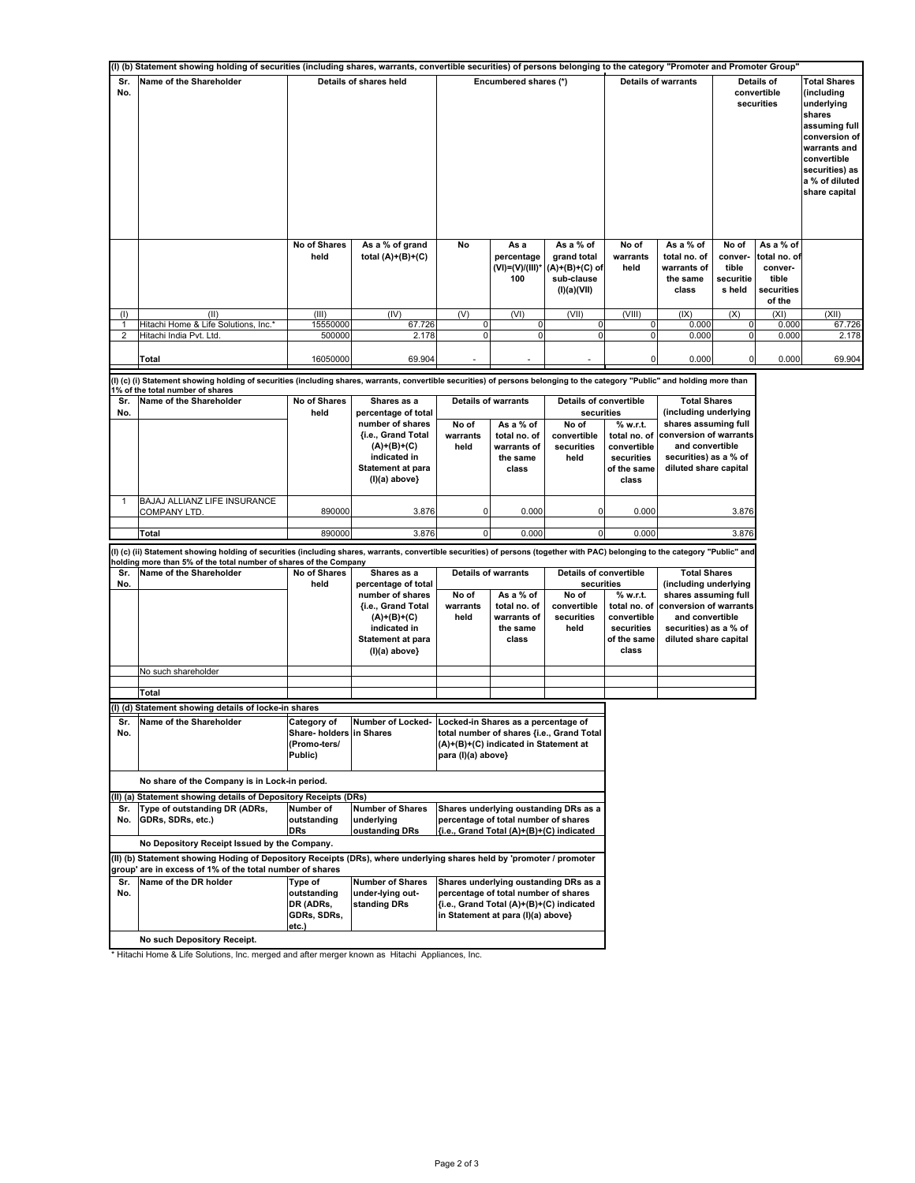### (I) (b) Statement showing holding of securities (including shares, warrants, convertible securities) of persons belonging to the category "Promoter and Promoter Group"

| Sr. No. | Name of the Shareholder | Details of shares held | | Encumbered shares (*) | | | Details of warrants | | Details of convertible securities | | Total Shares (including underlying shares assuming full conversion of warrants and convertible securities) as a % of diluted share capital |
|---|---|---|---|---|---|---|---|---|---|---|---|
| | | No of Shares held | As a % of grand total (A)+(B)+(C) | No | As a percentage (VI)=(V)/(III)*100 | As a % of grand total (A)+(B)+(C) of sub-clause (I)(a)(VII) | No of warrants held | As a % of total no. of warrants of the same class | No of convertible securities held | As a % of total no. of convertible securities of the | |
| (I) | (II) | (III) | (IV) | (V) | (VI) | (VII) | (VIII) | (IX) | (X) | (XI) | (XII) |
| 1 | Hitachi Home & Life Solutions, Inc.* | 15550000 | 67.726 | 0 | 0 | 0 | 0 | 0.000 | 0 | 0.000 | 67.726 |
| 2 | Hitachi India Pvt. Ltd. | 500000 | 2.178 | 0 | 0 | 0 | 0 | 0.000 | 0 | 0.000 | 2.178 |
| | Total | 16050000 | 69.904 | - | - | - | 0 | 0.000 | 0 | 0.000 | 69.904 |

### (I) (c) (i) Statement showing holding of securities (including shares, warrants, convertible securities) of persons belonging to the category "Public" and holding more than 1% of the total number of shares

| Sr. No. | Name of the Shareholder | No of Shares held | Shares as a percentage of total number of shares {i.e., Grand Total (A)+(B)+(C) indicated in Statement at para (I)(a) above} | Details of warrants | | Details of convertible securities | | Total Shares (including underlying shares assuming full conversion of warrants and convertible securities) as a % of diluted share capital |
|---|---|---|---|---|---|---|---|---|
| | | | | No of warrants held | As a % of total no. of warrants of the same class | No of convertible securities held | % w.r.t. total no. of convertible securities of the same class | |
| 1 | BAJAJ ALLIANZ LIFE INSURANCE COMPANY LTD. | 890000 | 3.876 | 0 | 0.000 | 0 | 0.000 | 3.876 |
| | Total | 890000 | 3.876 | 0 | 0.000 | 0 | 0.000 | 3.876 |

### (I) (c) (ii) Statement showing holding of securities (including shares, warrants, convertible securities) of persons (together with PAC) belonging to the category "Public" and holding more than 5% of the total number of shares of the Company

| Sr. No. | Name of the Shareholder | No of Shares held | Shares as a percentage of total number of shares {i.e., Grand Total (A)+(B)+(C) indicated in Statement at para (I)(a) above} | Details of warrants | | Details of convertible securities | | Total Shares (including underlying shares assuming full conversion of warrants and convertible securities) as a % of diluted share capital |
|---|---|---|---|---|---|---|---|---|
| | | | | No of warrants held | As a % of total no. of warrants of the same class | No of convertible securities held | % w.r.t. total no. of convertible securities of the same class | |
| | No such shareholder | | | | | | | |
| | Total | | | | | | | |

### (I) (d) Statement showing details of locke-in shares

| Sr. No. | Name of the Shareholder | Category of Share- holders (Promo-ters/ Public) | Number of Locked-in Shares | Locked-in Shares as a percentage of total number of shares {i.e., Grand Total (A)+(B)+(C) indicated in Statement at para (I)(a) above} |
|---|---|---|---|---|
| | No share of the Company is in Lock-in period. | | | |

### (II) (a) Statement showing details of Depository Receipts (DRs)

| Sr. No. | Type of outstanding DR (ADRs, GDRs, SDRs, etc.) | Number of outstanding DRs | Number of Shares underlying oustanding DRs | Shares underlying oustanding DRs as a percentage of total number of shares {i.e., Grand Total (A)+(B)+(C) indicated |
|---|---|---|---|---|
| | No Depository Receipt Issued by the Company. | | | |

### (II) (b) Statement showing Hoding of Depository Receipts (DRs), where underlying shares held by 'promoter / promoter group' are in excess of 1% of the total number of shares

| Sr. No. | Name of the DR holder | Type of outstanding DR (ADRs, GDRs, SDRs, etc.) | Number of Shares under-lying out-standing DRs | Shares underlying oustanding DRs as a percentage of total number of shares {i.e., Grand Total (A)+(B)+(C) indicated in Statement at para (I)(a) above} |
|---|---|---|---|---|
| | No such Depository Receipt. | | | |

* Hitachi Home & Life Solutions, Inc. merged and after merger known as Hitachi Appliances, Inc.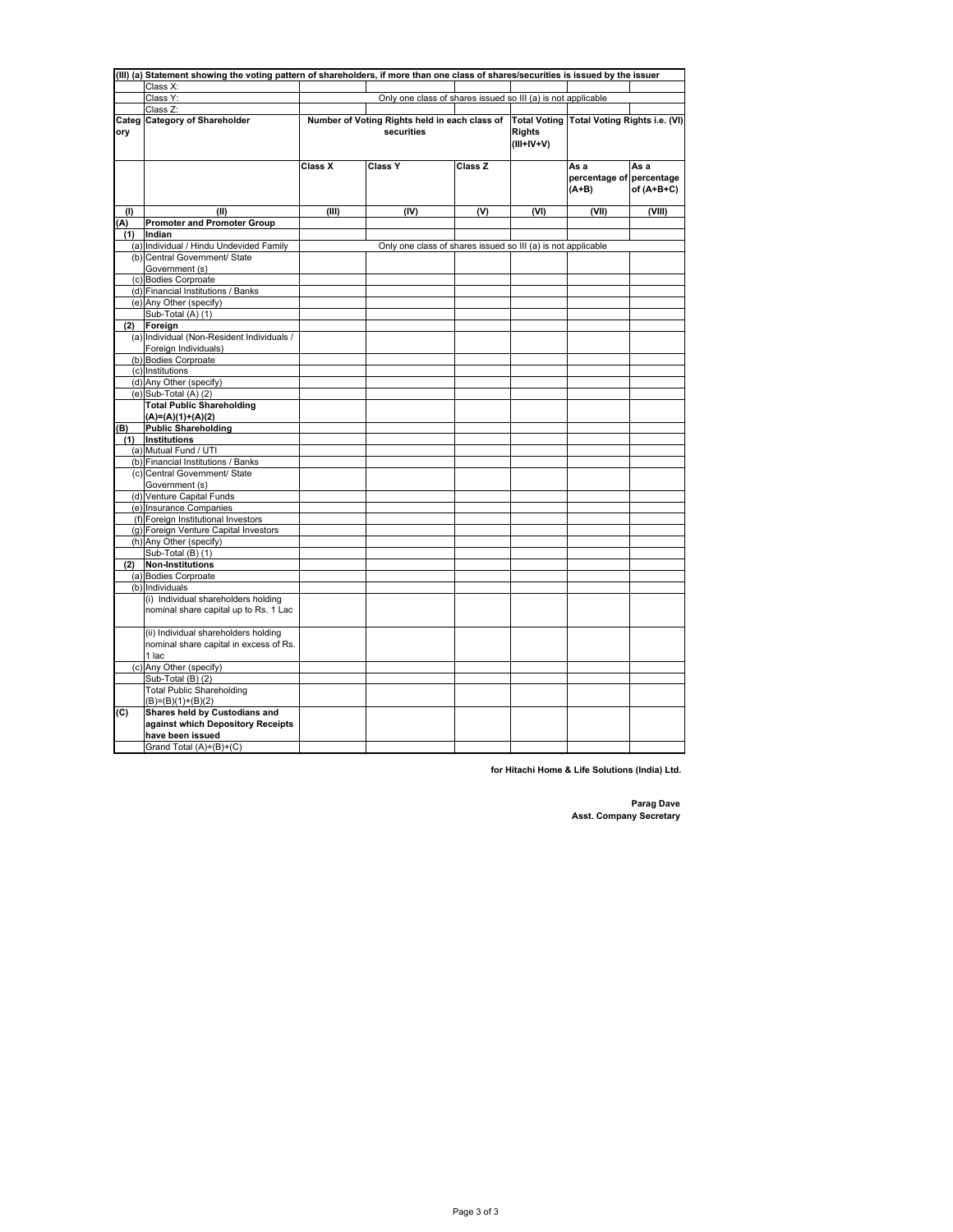| (III) (a) Statement showing the voting pattern of shareholders, if more than one class of shares/securities is issued by the issuer | | | | | | | |
|---|---|---|---|---|---|---|---|
| | Class X: | | | | | | |
| | Class Y: | Only one class of shares issued so III (a) is not applicable | | | | | |
| | Class Z: | | | | | | |
| Category | Category of Shareholder | Number of Voting Rights held in each class of securities | | | Total Voting Rights (III+IV+V) | Total Voting Rights i.e. (VI) | |
| | | Class X | Class Y | Class Z | | As a percentage of (A+B) | As a percentage of (A+B+C) |
| (I) | (II) | (III) | (IV) | (V) | (VI) | (VII) | (VIII) |
| **(A)** | **Promoter and Promoter Group** | | | | | | |
| **(1)** | **Indian** | | | | | | |
| (a) | Individual / Hindu Undevided Family | Only one class of shares issued so III (a) is not applicable | | | | | |
| (b) | Central Government/ State Government (s) | | | | | | |
| (c) | Bodies Corproate | | | | | | |
| (d) | Financial Institutions / Banks | | | | | | |
| (e) | Any Other (specify) | | | | | | |
| | Sub-Total (A) (1) | | | | | | |
| **(2)** | **Foreign** | | | | | | |
| (a) | Individual (Non-Resident Individuals / Foreign Individuals) | | | | | | |
| (b) | Bodies Corproate | | | | | | |
| (c) | Institutions | | | | | | |
| (d) | Any Other (specify) | | | | | | |
| (e) | Sub-Total (A) (2) | | | | | | |
| | **Total Public Shareholding (A)=(A)(1)+(A)(2)** | | | | | | |
| **(B)** | **Public Shareholding** | | | | | | |
| **(1)** | **Institutions** | | | | | | |
| (a) | Mutual Fund / UTI | | | | | | |
| (b) | Financial Institutions / Banks | | | | | | |
| (c) | Central Government/ State Government (s) | | | | | | |
| (d) | Venture Capital Funds | | | | | | |
| (e) | Insurance Companies | | | | | | |
| (f) | Foreign Institutional Investors | | | | | | |
| (g) | Foreign Venture Capital Investors | | | | | | |
| (h) | Any Other (specify) | | | | | | |
| | Sub-Total (B) (1) | | | | | | |
| **(2)** | **Non-Institutions** | | | | | | |
| (a) | Bodies Corproate | | | | | | |
| (b) | Individuals | | | | | | |
| | (i) Individual shareholders holding nominal share capital up to Rs. 1 Lac | | | | | | |
| | (ii) Individual shareholders holding nominal share capital in excess of Rs. 1 lac | | | | | | |
| (c) | Any Other (specify) | | | | | | |
| | Sub-Total (B) (2) | | | | | | |
| | Total Public Shareholding (B)=(B)(1)+(B)(2) | | | | | | |
| **(C)** | **Shares held by Custodians and against which Depository Receipts have been issued** | | | | | | |
| | Grand Total (A)+(B)+(C) | | | | | | |

**for Hitachi Home & Life Solutions (India) Ltd.**

**Parag Dave**
**Asst. Company Secretary**